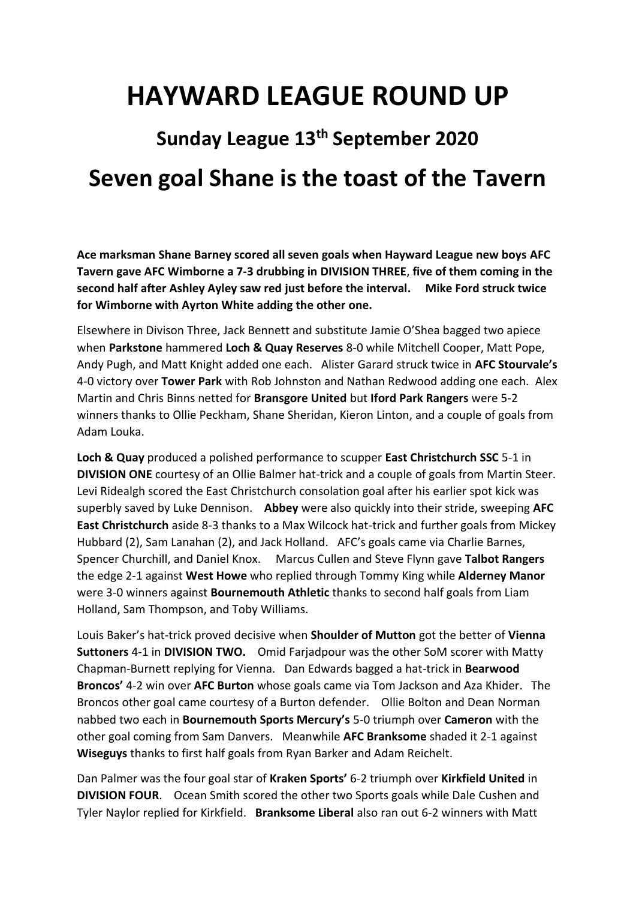# HAYWARD LEAGUE ROUND UP

## Sunday League 13th September 2020

## Seven goal Shane is the toast of the Tavern

**Ace marksman Shane Barney scored all seven goals when Hayward League new boys AFC Tavern gave AFC Wimborne a 7-3 drubbing in DIVISION THREE, five of them coming in the second half after Ashley Ayley saw red just before the interval. Mike Ford struck twice for Wimborne with Ayrton White adding the other one.**

Elsewhere in Divison Three, Jack Bennett and substitute Jamie O'Shea bagged two apiece when **Parkstone** hammered **Loch & Quay Reserves** 8-0 while Mitchell Cooper, Matt Pope, Andy Pugh, and Matt Knight added one each. Alister Garard struck twice in **AFC Stourvale's** 4-0 victory over **Tower Park** with Rob Johnston and Nathan Redwood adding one each. Alex Martin and Chris Binns netted for **Bransgore United** but **Iford Park Rangers** were 5-2 winners thanks to Ollie Peckham, Shane Sheridan, Kieron Linton, and a couple of goals from Adam Louka.

**Loch & Quay** produced a polished performance to scupper **East Christchurch SSC** 5-1 in **DIVISION ONE** courtesy of an Ollie Balmer hat-trick and a couple of goals from Martin Steer. Levi Ridealgh scored the East Christchurch consolation goal after his earlier spot kick was superbly saved by Luke Dennison. **Abbey** were also quickly into their stride, sweeping **AFC East Christchurch** aside 8-3 thanks to a Max Wilcock hat-trick and further goals from Mickey Hubbard (2), Sam Lanahan (2), and Jack Holland. AFC's goals came via Charlie Barnes, Spencer Churchill, and Daniel Knox. Marcus Cullen and Steve Flynn gave **Talbot Rangers** the edge 2-1 against **West Howe** who replied through Tommy King while **Alderney Manor** were 3-0 winners against **Bournemouth Athletic** thanks to second half goals from Liam Holland, Sam Thompson, and Toby Williams.

Louis Baker's hat-trick proved decisive when **Shoulder of Mutton** got the better of **Vienna Suttoners** 4-1 in **DIVISION TWO.** Omid Farjadpour was the other SoM scorer with Matty Chapman-Burnett replying for Vienna. Dan Edwards bagged a hat-trick in **Bearwood Broncos'** 4-2 win over **AFC Burton** whose goals came via Tom Jackson and Aza Khider. The Broncos other goal came courtesy of a Burton defender. Ollie Bolton and Dean Norman nabbed two each in **Bournemouth Sports Mercury's** 5-0 triumph over **Cameron** with the other goal coming from Sam Danvers. Meanwhile **AFC Branksome** shaded it 2-1 against **Wiseguys** thanks to first half goals from Ryan Barker and Adam Reichelt.

Dan Palmer was the four goal star of **Kraken Sports'** 6-2 triumph over **Kirkfield United** in **DIVISION FOUR**. Ocean Smith scored the other two Sports goals while Dale Cushen and Tyler Naylor replied for Kirkfield. **Branksome Liberal** also ran out 6-2 winners with Matt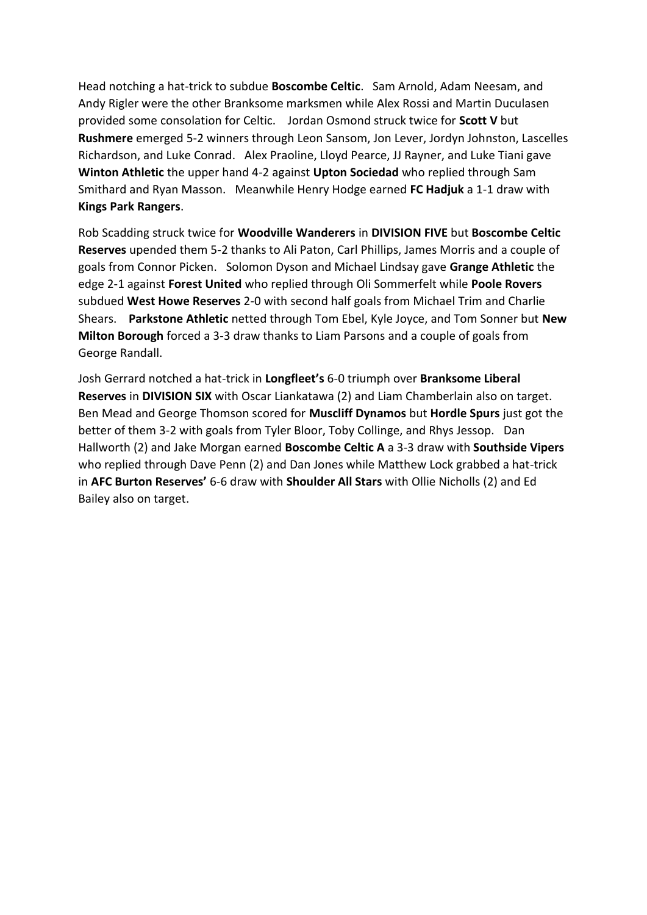Head notching a hat-trick to subdue **Boscombe Celtic**. Sam Arnold, Adam Neesam, and Andy Rigler were the other Branksome marksmen while Alex Rossi and Martin Duculasen provided some consolation for Celtic. Jordan Osmond struck twice for **Scott V** but **Rushmere** emerged 5-2 winners through Leon Sansom, Jon Lever, Jordyn Johnston, Lascelles Richardson, and Luke Conrad. Alex Praoline, Lloyd Pearce, JJ Rayner, and Luke Tiani gave **Winton Athletic** the upper hand 4-2 against **Upton Sociedad** who replied through Sam Smithard and Ryan Masson. Meanwhile Henry Hodge earned **FC Hadjuk** a 1-1 draw with **Kings Park Rangers**.

Rob Scadding struck twice for **Woodville Wanderers** in **DIVISION FIVE** but **Boscombe Celtic Reserves** upended them 5-2 thanks to Ali Paton, Carl Phillips, James Morris and a couple of goals from Connor Picken. Solomon Dyson and Michael Lindsay gave **Grange Athletic** the edge 2-1 against **Forest United** who replied through Oli Sommerfelt while **Poole Rovers** subdued **West Howe Reserves** 2-0 with second half goals from Michael Trim and Charlie Shears. **Parkstone Athletic** netted through Tom Ebel, Kyle Joyce, and Tom Sonner but **New Milton Borough** forced a 3-3 draw thanks to Liam Parsons and a couple of goals from George Randall.

Josh Gerrard notched a hat-trick in **Longfleet's** 6-0 triumph over **Branksome Liberal Reserves** in **DIVISION SIX** with Oscar Liankatawa (2) and Liam Chamberlain also on target. Ben Mead and George Thomson scored for **Muscliff Dynamos** but **Hordle Spurs** just got the better of them 3-2 with goals from Tyler Bloor, Toby Collinge, and Rhys Jessop. Dan Hallworth (2) and Jake Morgan earned **Boscombe Celtic A** a 3-3 draw with **Southside Vipers** who replied through Dave Penn (2) and Dan Jones while Matthew Lock grabbed a hat-trick in **AFC Burton Reserves'** 6-6 draw with **Shoulder All Stars** with Ollie Nicholls (2) and Ed Bailey also on target.